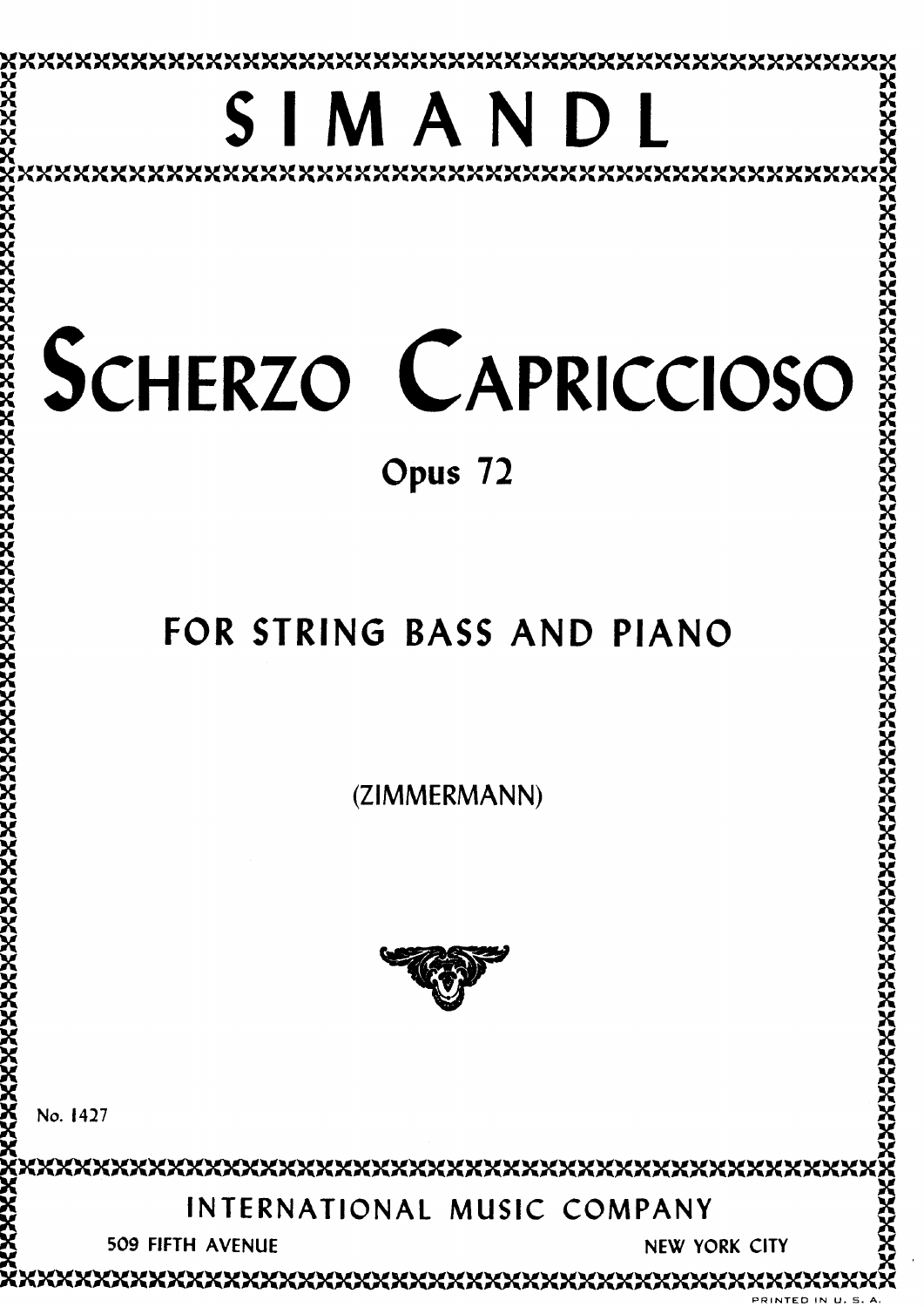# SIMANDL

# SCHERZO CAPRICCIOSO

**Opus 72**

## FOR STRING BASS AND PIANO

(ZIMMERMANN)

No. 1427

INTERNATIONAL MUSIC COMPANY

509 FIFTH AVENUE NEW YORK CITY

PRINTED IN U. S. A.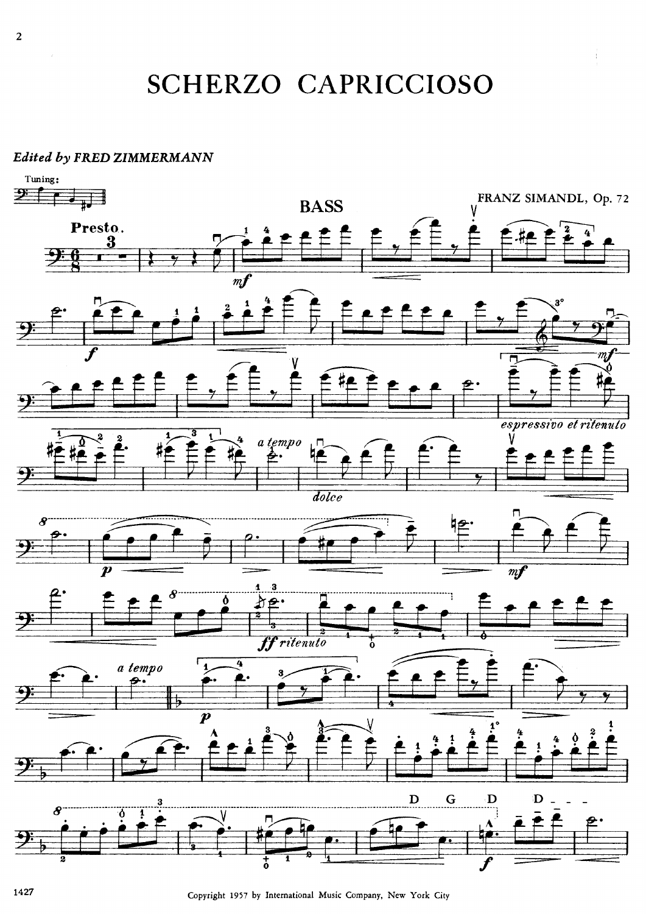# SCHERZO CAPRICCIOSO

***Edited by FRED ZIMMERMANN***

FRANZ SIMANDL, Op. 72

Copyright 1957 by International Music Company, New York City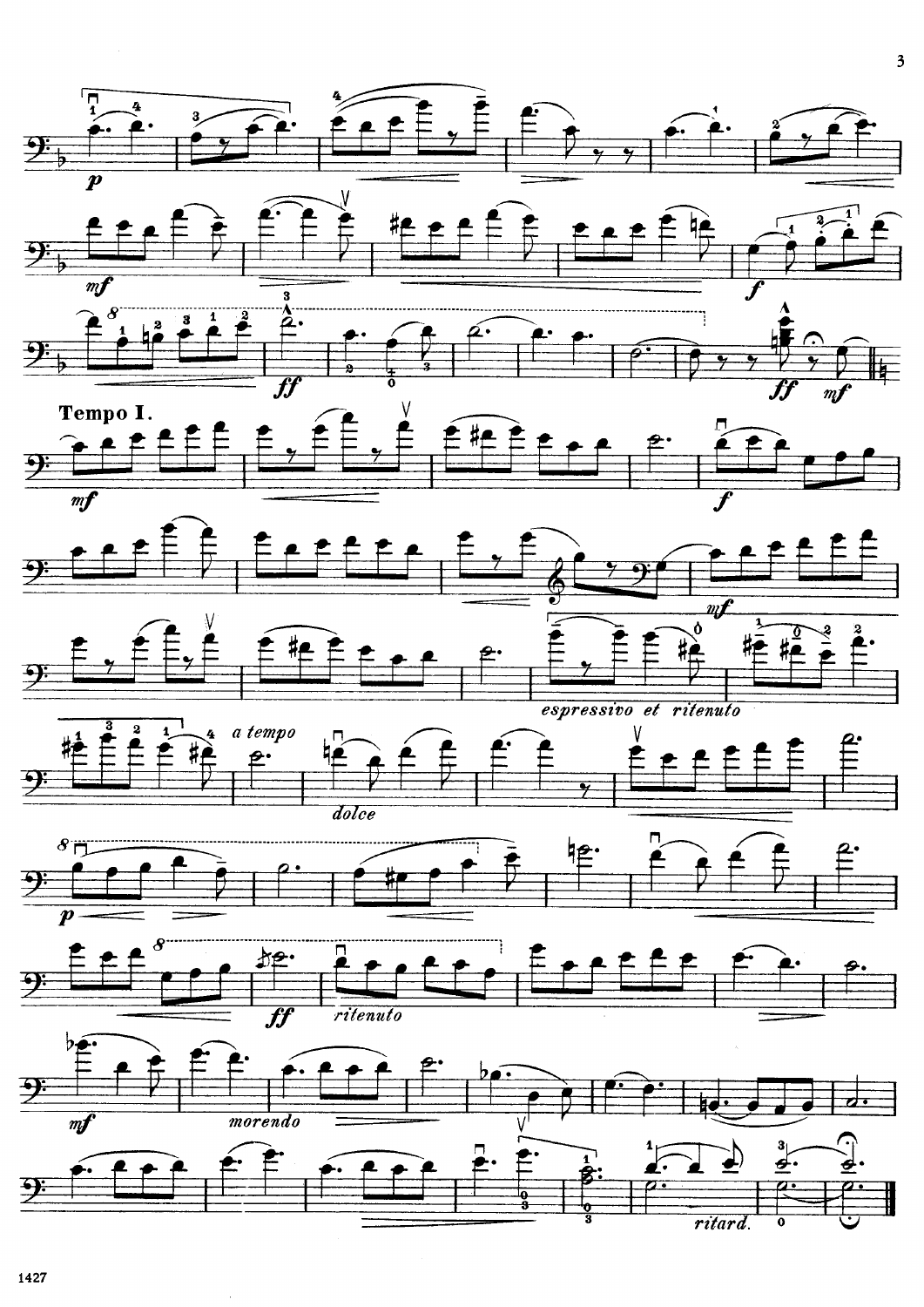**Tempo I.**

*espressivo et ritenuto*

*a tempo*

*dolce*

*ritenuto*

*morendo*

*ritard.*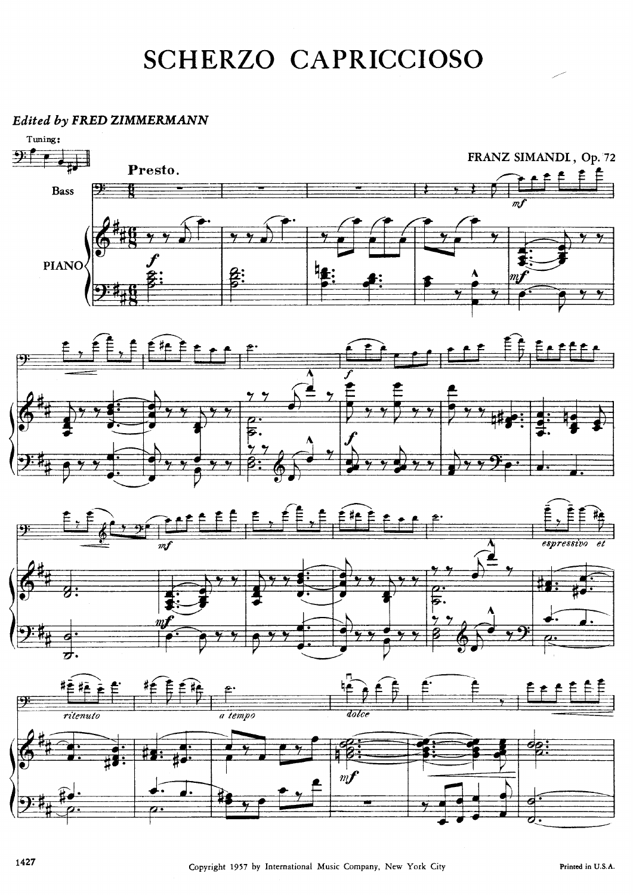# SCHERZO CAPRICCIOSO

*Edited by* **FRED ZIMMERMANN**

FRANZ SIMANDI, Op. 72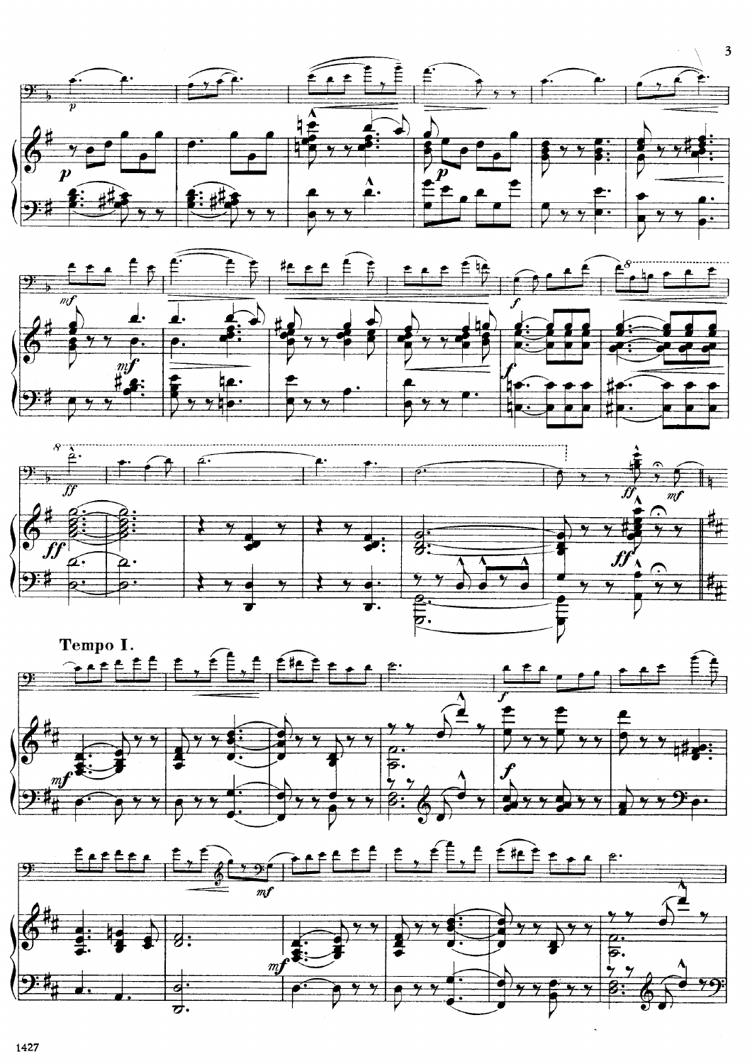**Tempo I.**